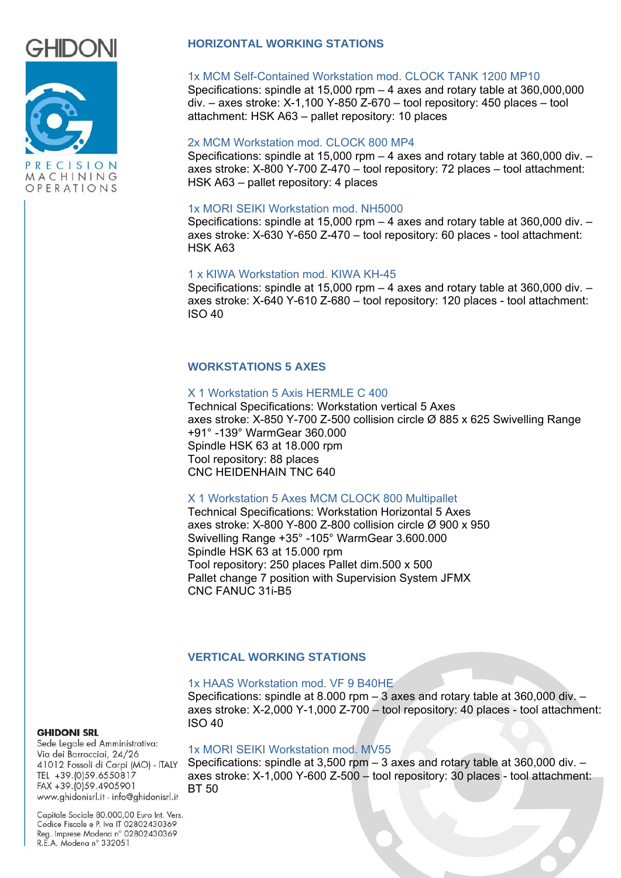GHIDONI

PRECISION MACHINING OPERATIONS

## HORIZONTAL WORKING STATIONS

### 1x MCM Self-Contained Workstation mod. CLOCK TANK 1200 MP10

Specifications: spindle at 15,000 rpm – 4 axes and rotary table at 360,000,000 div. – axes stroke: X-1,100 Y-850 Z-670 – tool repository: 450 places – tool attachment: HSK A63 – pallet repository: 10 places

### 2x MCM Workstation mod. CLOCK 800 MP4

Specifications: spindle at 15,000 rpm – 4 axes and rotary table at 360,000 div. – axes stroke: X-800 Y-700 Z-470 – tool repository: 72 places – tool attachment: HSK A63 – pallet repository: 4 places

### 1x MORI SEIKI Workstation mod. NH5000

Specifications: spindle at 15,000 rpm – 4 axes and rotary table at 360,000 div. – axes stroke: X-630 Y-650 Z-470 – tool repository: 60 places - tool attachment: HSK A63

### 1 x KIWA Workstation mod. KIWA KH-45

Specifications: spindle at 15,000 rpm – 4 axes and rotary table at 360,000 div. – axes stroke: X-640 Y-610 Z-680 – tool repository: 120 places - tool attachment: ISO 40

## WORKSTATIONS 5 AXES

### X 1 Workstation 5 Axis HERMLE C 400

Technical Specifications: Workstation vertical 5 Axes
axes stroke: X-850 Y-700 Z-500 collision circle Ø 885 x 625 Swivelling Range +91° -139° WarmGear 360.000
Spindle HSK 63 at 18.000 rpm
Tool repository: 88 places
CNC HEIDENHAIN TNC 640

### X 1 Workstation 5 Axes MCM CLOCK 800 Multipallet

Technical Specifications: Workstation Horizontal 5 Axes
axes stroke: X-800 Y-800 Z-800 collision circle Ø 900 x 950
Swivelling Range +35° -105° WarmGear 3.600.000
Spindle HSK 63 at 15.000 rpm
Tool repository: 250 places Pallet dim.500 x 500
Pallet change 7 position with Supervision System JFMX
CNC FANUC 31i-B5

## VERTICAL WORKING STATIONS

### 1x HAAS Workstation mod. VF 9 B40HE

Specifications: spindle at 8.000 rpm – 3 axes and rotary table at 360,000 div. – axes stroke: X-2,000 Y-1,000 Z-700 – tool repository: 40 places - tool attachment: ISO 40

### 1x MORI SEIKI Workstation mod. MV55

Specifications: spindle at 3,500 rpm – 3 axes and rotary table at 360,000 div. – axes stroke: X-1,000 Y-600 Z-500 – tool repository: 30 places - tool attachment: BT 50

**GHIDONI SRL**
Sede Legale ed Amministrativa:
Via dei Barrocciai, 24/26
41012 Fossoli di Carpi (MO) - ITALY
TEL +39.(0)59.6550817
FAX +39.(0)59.4905901
www.ghidonisrl.it - info@ghidonisrl.it

Capitale Sociale 80.000,00 Euro Int. Vers.
Codice Fiscale e P. Iva IT 02802430369
Reg. Imprese Modena n° 02802430369
R.E.A. Modena n° 332051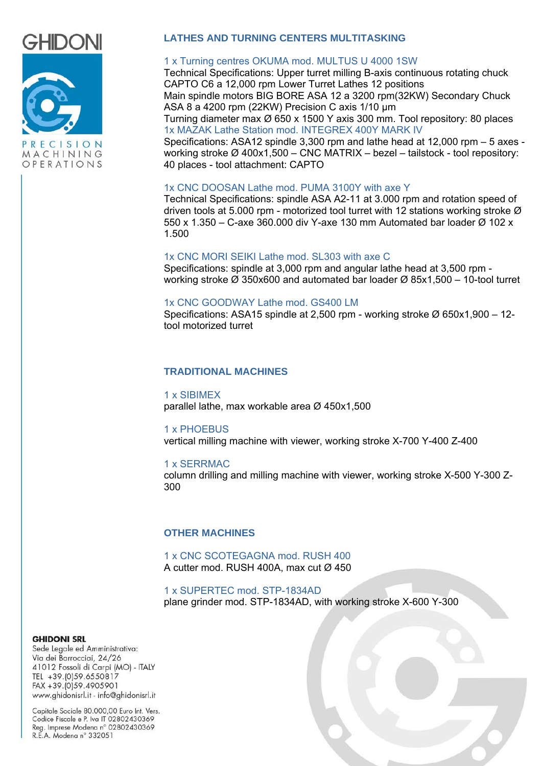## LATHES AND TURNING CENTERS MULTITASKING

1 x Turning centres OKUMA mod. MULTUS U 4000 1SW
Technical Specifications: Upper turret milling B-axis continuous rotating chuck CAPTO C6 a 12,000 rpm Lower Turret Lathes 12 positions
Main spindle motors BIG BORE ASA 12 a 3200 rpm(32KW) Secondary Chuck ASA 8 a 4200 rpm (22KW) Precision C axis 1/10 µm
Turning diameter max Ø 650 x 1500 Y axis 300 mm. Tool repository: 80 places
1x MAZAK Lathe Station mod. INTEGREX 400Y MARK IV
Specifications: ASA12 spindle 3,300 rpm and lathe head at 12,000 rpm – 5 axes - working stroke Ø 400x1,500 – CNC MATRIX – bezel – tailstock - tool repository: 40 places - tool attachment: CAPTO

1x CNC DOOSAN Lathe mod. PUMA 3100Y with axe Y
Technical Specifications: spindle ASA A2-11 at 3.000 rpm and rotation speed of driven tools at 5.000 rpm - motorized tool turret with 12 stations working stroke Ø 550 x 1.350 – C-axe 360.000 div Y-axe 130 mm Automated bar loader Ø 102 x 1.500

1x CNC MORI SEIKI Lathe mod. SL303 with axe C
Specifications: spindle at 3,000 rpm and angular lathe head at 3,500 rpm - working stroke Ø 350x600 and automated bar loader Ø 85x1,500 – 10-tool turret

1x CNC GOODWAY Lathe mod. GS400 LM
Specifications: ASA15 spindle at 2,500 rpm - working stroke Ø 650x1,900 – 12-tool motorized turret

## TRADITIONAL MACHINES

1 x SIBIMEX
parallel lathe, max workable area Ø 450x1,500

1 x PHOEBUS
vertical milling machine with viewer, working stroke X-700 Y-400 Z-400

1 x SERRMAC
column drilling and milling machine with viewer, working stroke X-500 Y-300 Z-300

## OTHER MACHINES

1 x CNC SCOTEGAGNA mod. RUSH 400
A cutter mod. RUSH 400A, max cut Ø 450

1 x SUPERTEC mod. STP-1834AD
plane grinder mod. STP-1834AD, with working stroke X-600 Y-300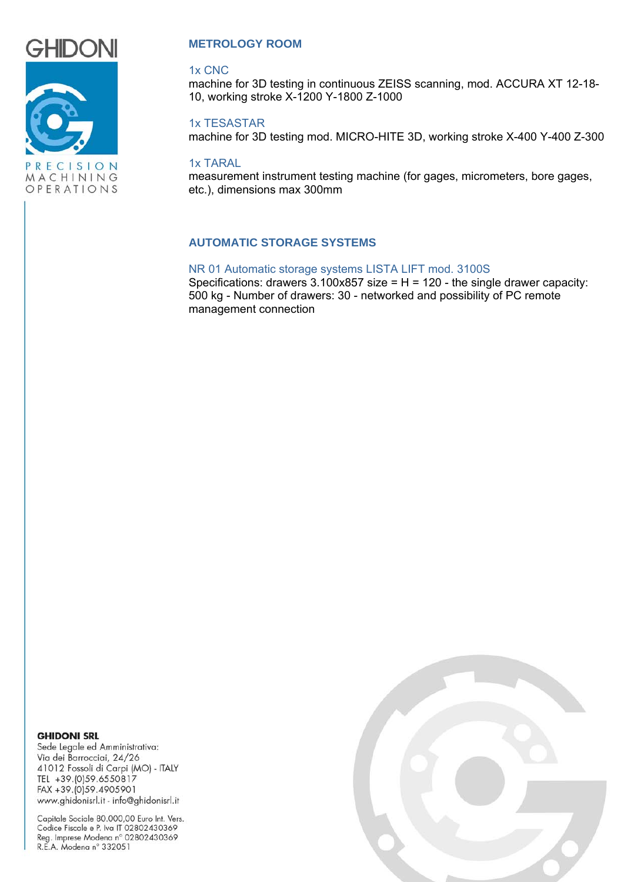## METROLOGY ROOM

1x CNC
machine for 3D testing in continuous ZEISS scanning, mod. ACCURA XT 12-18-10, working stroke X-1200 Y-1800 Z-1000

1x TESASTAR
machine for 3D testing mod. MICRO-HITE 3D, working stroke X-400 Y-400 Z-300

1x TARAL
measurement instrument testing machine (for gages, micrometers, bore gages, etc.), dimensions max 300mm

## AUTOMATIC STORAGE SYSTEMS

NR 01 Automatic storage systems LISTA LIFT mod. 3100S
Specifications: drawers 3.100x857 size = H = 120 - the single drawer capacity: 500 kg - Number of drawers: 30 - networked and possibility of PC remote management connection

**GHIDONI SRL**
Sede Legale ed Amministrativa:
Via dei Barrocciai, 24/26
41012 Fossoli di Carpi (MO) - ITALY
TEL +39.(0)59.6550817
FAX +39.(0)59.4905901
www.ghidonisrl.it - info@ghidonisrl.it

Capitale Sociale 80.000,00 Euro Int. Vers.
Codice Fiscale e P. Iva IT 02802430369
Reg. Imprese Modena n° 02802430369
R.E.A. Modena n° 332051